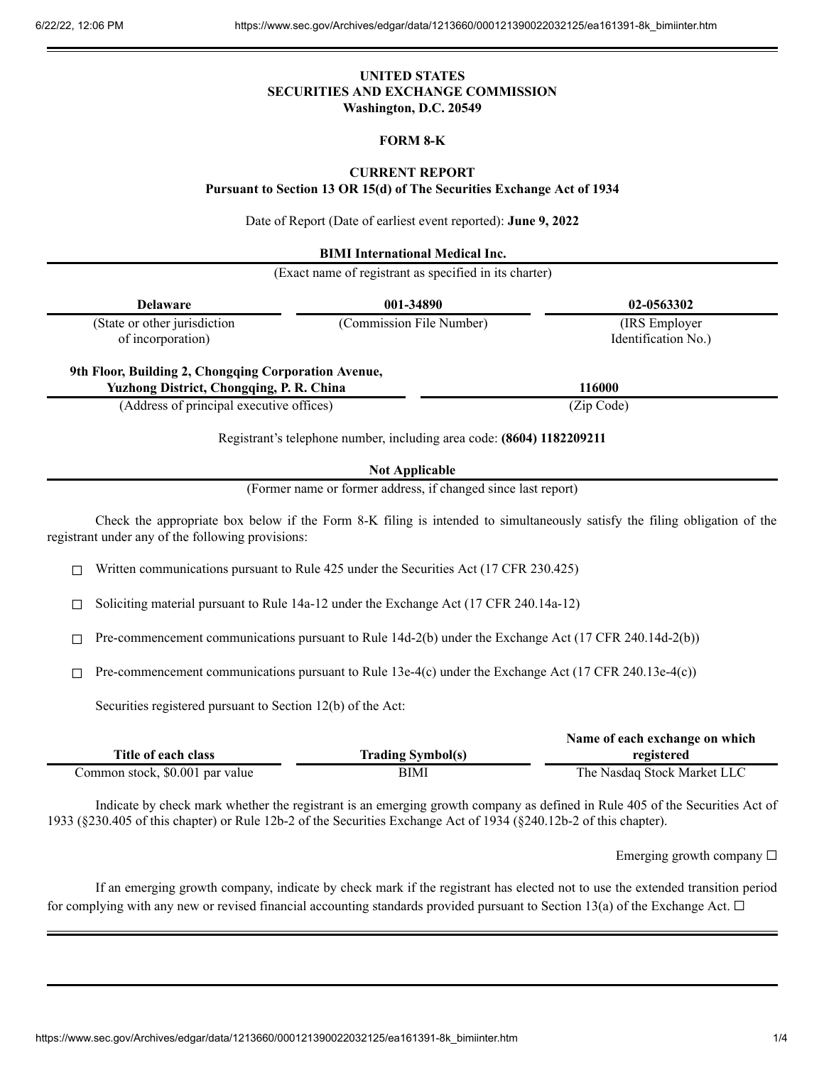**UNITED STATES**
**SECURITIES AND EXCHANGE COMMISSION**
**Washington, D.C. 20549**

**FORM 8-K**

**CURRENT REPORT**
**Pursuant to Section 13 OR 15(d) of The Securities Exchange Act of 1934**

Date of Report (Date of earliest event reported): **June 9, 2022**

**BIMI International Medical Inc.**
(Exact name of registrant as specified in its charter)

| **Delaware** | **001-34890** | **02-0563302** |
|---|---|---|
| (State or other jurisdiction of incorporation) | (Commission File Number) | (IRS Employer Identification No.) |

| **9th Floor, Building 2, Chongqing Corporation Avenue, Yuzhong District, Chongqing, P. R. China** | **116000** |
|---|---|
| (Address of principal executive offices) | (Zip Code) |

Registrant's telephone number, including area code: **(8604) 1182209211**

**Not Applicable**
(Former name or former address, if changed since last report)

Check the appropriate box below if the Form 8-K filing is intended to simultaneously satisfy the filing obligation of the registrant under any of the following provisions:

☐ Written communications pursuant to Rule 425 under the Securities Act (17 CFR 230.425)

☐ Soliciting material pursuant to Rule 14a-12 under the Exchange Act (17 CFR 240.14a-12)

☐ Pre-commencement communications pursuant to Rule 14d-2(b) under the Exchange Act (17 CFR 240.14d-2(b))

☐ Pre-commencement communications pursuant to Rule 13e-4(c) under the Exchange Act (17 CFR 240.13e-4(c))

Securities registered pursuant to Section 12(b) of the Act:

| Title of each class | Trading Symbol(s) | Name of each exchange on which registered |
|---|---|---|
| Common stock, $0.001 par value | BIMI | The Nasdaq Stock Market LLC |

Indicate by check mark whether the registrant is an emerging growth company as defined in Rule 405 of the Securities Act of 1933 (§230.405 of this chapter) or Rule 12b-2 of the Securities Exchange Act of 1934 (§240.12b-2 of this chapter).

Emerging growth company ☐

If an emerging growth company, indicate by check mark if the registrant has elected not to use the extended transition period for complying with any new or revised financial accounting standards provided pursuant to Section 13(a) of the Exchange Act. ☐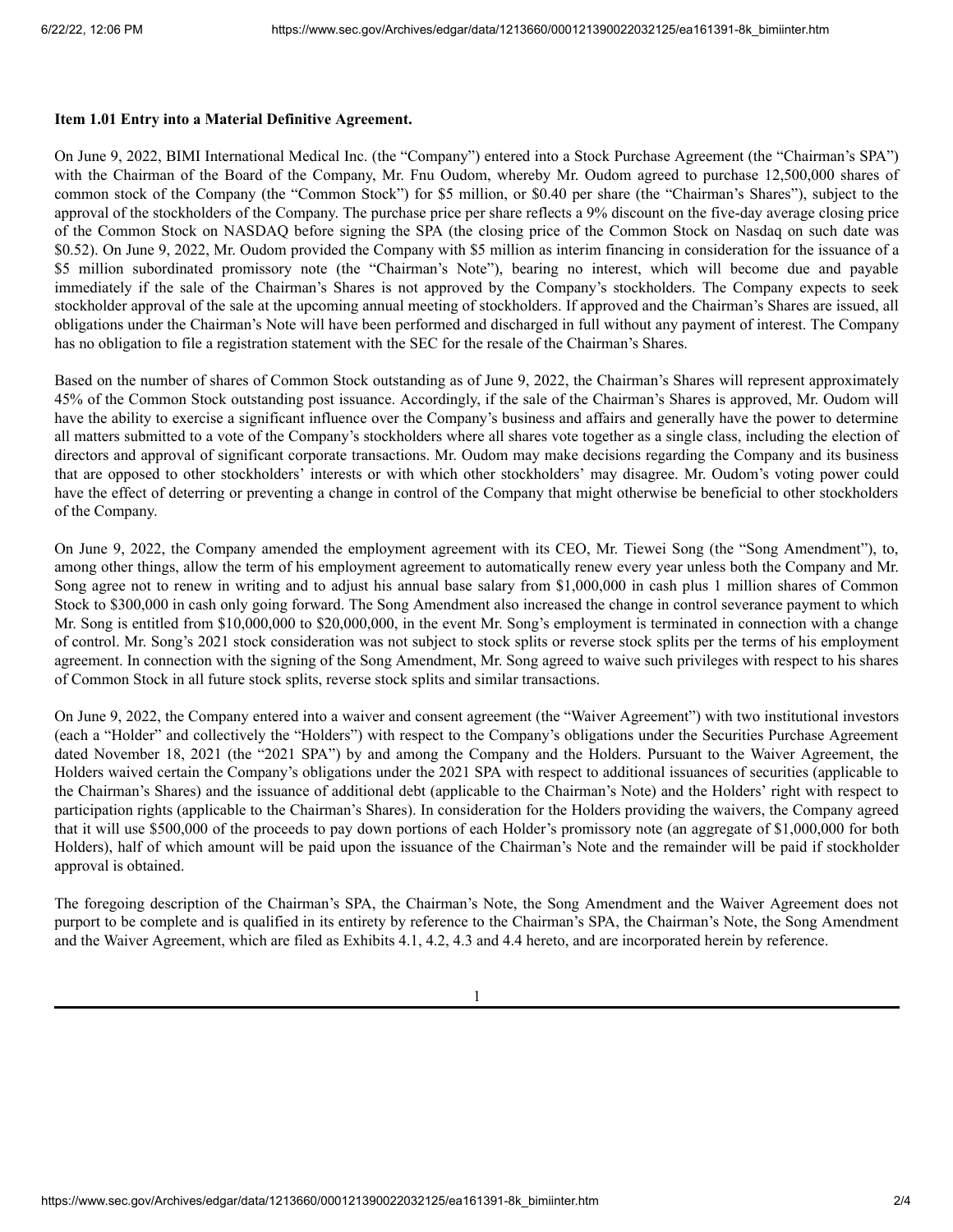**Item 1.01 Entry into a Material Definitive Agreement.**

On June 9, 2022, BIMI International Medical Inc. (the "Company") entered into a Stock Purchase Agreement (the "Chairman's SPA") with the Chairman of the Board of the Company, Mr. Fnu Oudom, whereby Mr. Oudom agreed to purchase 12,500,000 shares of common stock of the Company (the "Common Stock") for $5 million, or $0.40 per share (the "Chairman's Shares"), subject to the approval of the stockholders of the Company. The purchase price per share reflects a 9% discount on the five-day average closing price of the Common Stock on NASDAQ before signing the SPA (the closing price of the Common Stock on Nasdaq on such date was $0.52). On June 9, 2022, Mr. Oudom provided the Company with $5 million as interim financing in consideration for the issuance of a $5 million subordinated promissory note (the "Chairman's Note"), bearing no interest, which will become due and payable immediately if the sale of the Chairman's Shares is not approved by the Company's stockholders. The Company expects to seek stockholder approval of the sale at the upcoming annual meeting of stockholders. If approved and the Chairman's Shares are issued, all obligations under the Chairman's Note will have been performed and discharged in full without any payment of interest. The Company has no obligation to file a registration statement with the SEC for the resale of the Chairman's Shares.

Based on the number of shares of Common Stock outstanding as of June 9, 2022, the Chairman's Shares will represent approximately 45% of the Common Stock outstanding post issuance. Accordingly, if the sale of the Chairman's Shares is approved, Mr. Oudom will have the ability to exercise a significant influence over the Company's business and affairs and generally have the power to determine all matters submitted to a vote of the Company's stockholders where all shares vote together as a single class, including the election of directors and approval of significant corporate transactions. Mr. Oudom may make decisions regarding the Company and its business that are opposed to other stockholders' interests or with which other stockholders' may disagree. Mr. Oudom's voting power could have the effect of deterring or preventing a change in control of the Company that might otherwise be beneficial to other stockholders of the Company.

On June 9, 2022, the Company amended the employment agreement with its CEO, Mr. Tiewei Song (the "Song Amendment"), to, among other things, allow the term of his employment agreement to automatically renew every year unless both the Company and Mr. Song agree not to renew in writing and to adjust his annual base salary from $1,000,000 in cash plus 1 million shares of Common Stock to $300,000 in cash only going forward. The Song Amendment also increased the change in control severance payment to which Mr. Song is entitled from $10,000,000 to $20,000,000, in the event Mr. Song's employment is terminated in connection with a change of control. Mr. Song's 2021 stock consideration was not subject to stock splits or reverse stock splits per the terms of his employment agreement. In connection with the signing of the Song Amendment, Mr. Song agreed to waive such privileges with respect to his shares of Common Stock in all future stock splits, reverse stock splits and similar transactions.

On June 9, 2022, the Company entered into a waiver and consent agreement (the "Waiver Agreement") with two institutional investors (each a "Holder" and collectively the "Holders") with respect to the Company's obligations under the Securities Purchase Agreement dated November 18, 2021 (the "2021 SPA") by and among the Company and the Holders. Pursuant to the Waiver Agreement, the Holders waived certain the Company's obligations under the 2021 SPA with respect to additional issuances of securities (applicable to the Chairman's Shares) and the issuance of additional debt (applicable to the Chairman's Note) and the Holders' right with respect to participation rights (applicable to the Chairman's Shares). In consideration for the Holders providing the waivers, the Company agreed that it will use $500,000 of the proceeds to pay down portions of each Holder's promissory note (an aggregate of $1,000,000 for both Holders), half of which amount will be paid upon the issuance of the Chairman's Note and the remainder will be paid if stockholder approval is obtained.

The foregoing description of the Chairman's SPA, the Chairman's Note, the Song Amendment and the Waiver Agreement does not purport to be complete and is qualified in its entirety by reference to the Chairman's SPA, the Chairman's Note, the Song Amendment and the Waiver Agreement, which are filed as Exhibits 4.1, 4.2, 4.3 and 4.4 hereto, and are incorporated herein by reference.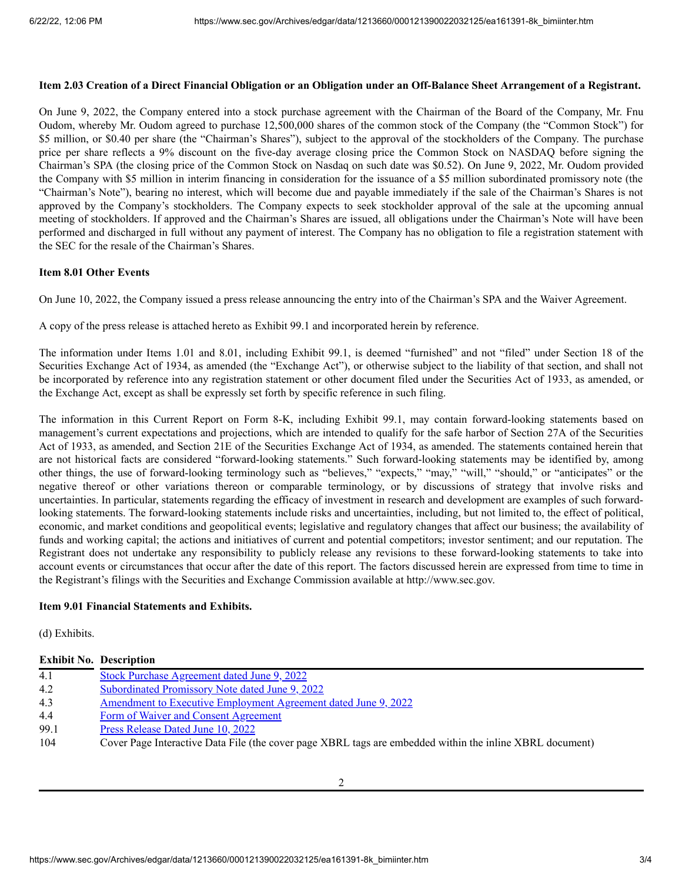**Item 2.03 Creation of a Direct Financial Obligation or an Obligation under an Off-Balance Sheet Arrangement of a Registrant.**

On June 9, 2022, the Company entered into a stock purchase agreement with the Chairman of the Board of the Company, Mr. Fnu Oudom, whereby Mr. Oudom agreed to purchase 12,500,000 shares of the common stock of the Company (the "Common Stock") for $5 million, or $0.40 per share (the "Chairman's Shares"), subject to the approval of the stockholders of the Company. The purchase price per share reflects a 9% discount on the five-day average closing price the Common Stock on NASDAQ before signing the Chairman's SPA (the closing price of the Common Stock on Nasdaq on such date was $0.52). On June 9, 2022, Mr. Oudom provided the Company with $5 million in interim financing in consideration for the issuance of a $5 million subordinated promissory note (the "Chairman's Note"), bearing no interest, which will become due and payable immediately if the sale of the Chairman's Shares is not approved by the Company's stockholders. The Company expects to seek stockholder approval of the sale at the upcoming annual meeting of stockholders. If approved and the Chairman's Shares are issued, all obligations under the Chairman's Note will have been performed and discharged in full without any payment of interest. The Company has no obligation to file a registration statement with the SEC for the resale of the Chairman's Shares.

**Item 8.01 Other Events**

On June 10, 2022, the Company issued a press release announcing the entry into of the Chairman's SPA and the Waiver Agreement.

A copy of the press release is attached hereto as Exhibit 99.1 and incorporated herein by reference.

The information under Items 1.01 and 8.01, including Exhibit 99.1, is deemed "furnished" and not "filed" under Section 18 of the Securities Exchange Act of 1934, as amended (the "Exchange Act"), or otherwise subject to the liability of that section, and shall not be incorporated by reference into any registration statement or other document filed under the Securities Act of 1933, as amended, or the Exchange Act, except as shall be expressly set forth by specific reference in such filing.

The information in this Current Report on Form 8-K, including Exhibit 99.1, may contain forward-looking statements based on management's current expectations and projections, which are intended to qualify for the safe harbor of Section 27A of the Securities Act of 1933, as amended, and Section 21E of the Securities Exchange Act of 1934, as amended. The statements contained herein that are not historical facts are considered "forward-looking statements." Such forward-looking statements may be identified by, among other things, the use of forward-looking terminology such as "believes," "expects," "may," "will," "should," or "anticipates" or the negative thereof or other variations thereon or comparable terminology, or by discussions of strategy that involve risks and uncertainties. In particular, statements regarding the efficacy of investment in research and development are examples of such forward-looking statements. The forward-looking statements include risks and uncertainties, including, but not limited to, the effect of political, economic, and market conditions and geopolitical events; legislative and regulatory changes that affect our business; the availability of funds and working capital; the actions and initiatives of current and potential competitors; investor sentiment; and our reputation. The Registrant does not undertake any responsibility to publicly release any revisions to these forward-looking statements to take into account events or circumstances that occur after the date of this report. The factors discussed herein are expressed from time to time in the Registrant's filings with the Securities and Exchange Commission available at http://www.sec.gov.

**Item 9.01 Financial Statements and Exhibits.**

(d) Exhibits.

| Exhibit No. | Description |
|---|---|
| 4.1 | Stock Purchase Agreement dated June 9, 2022 |
| 4.2 | Subordinated Promissory Note dated June 9, 2022 |
| 4.3 | Amendment to Executive Employment Agreement dated June 9, 2022 |
| 4.4 | Form of Waiver and Consent Agreement |
| 99.1 | Press Release Dated June 10, 2022 |
| 104 | Cover Page Interactive Data File (the cover page XBRL tags are embedded within the inline XBRL document) |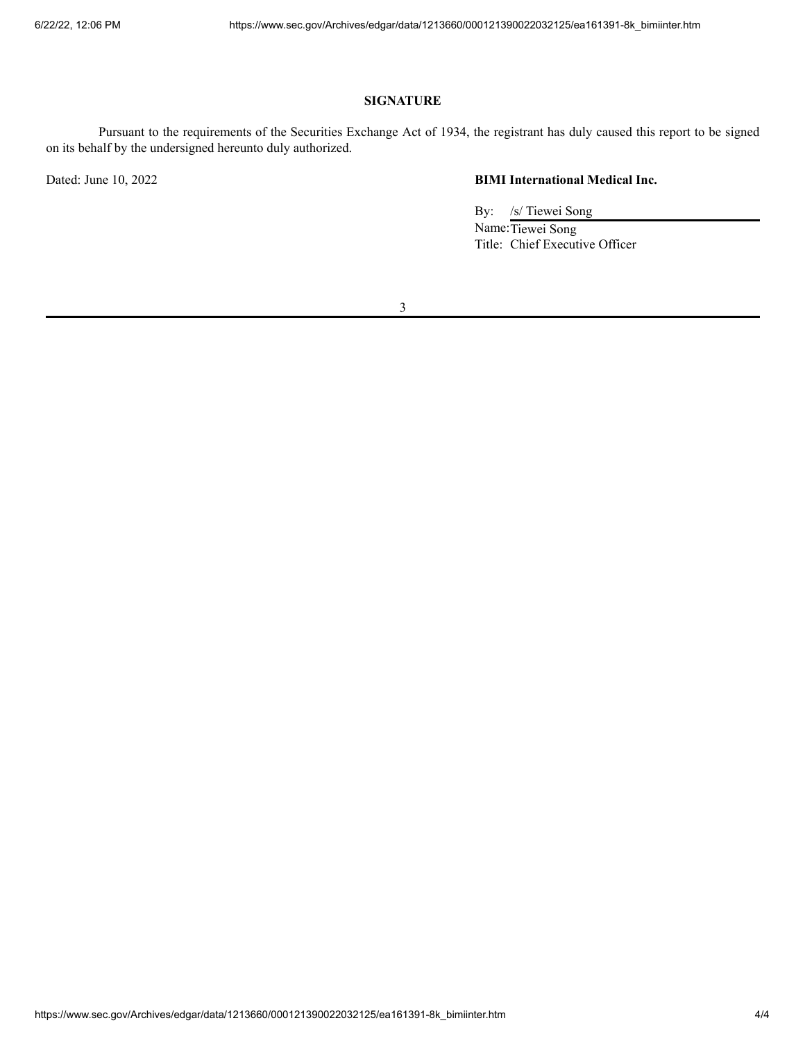**SIGNATURE**

Pursuant to the requirements of the Securities Exchange Act of 1934, the registrant has duly caused this report to be signed on its behalf by the undersigned hereunto duly authorized.

Dated: June 10, 2022

**BIMI International Medical Inc.**

By: /s/ Tiewei Song

Name: Tiewei Song

Title: Chief Executive Officer